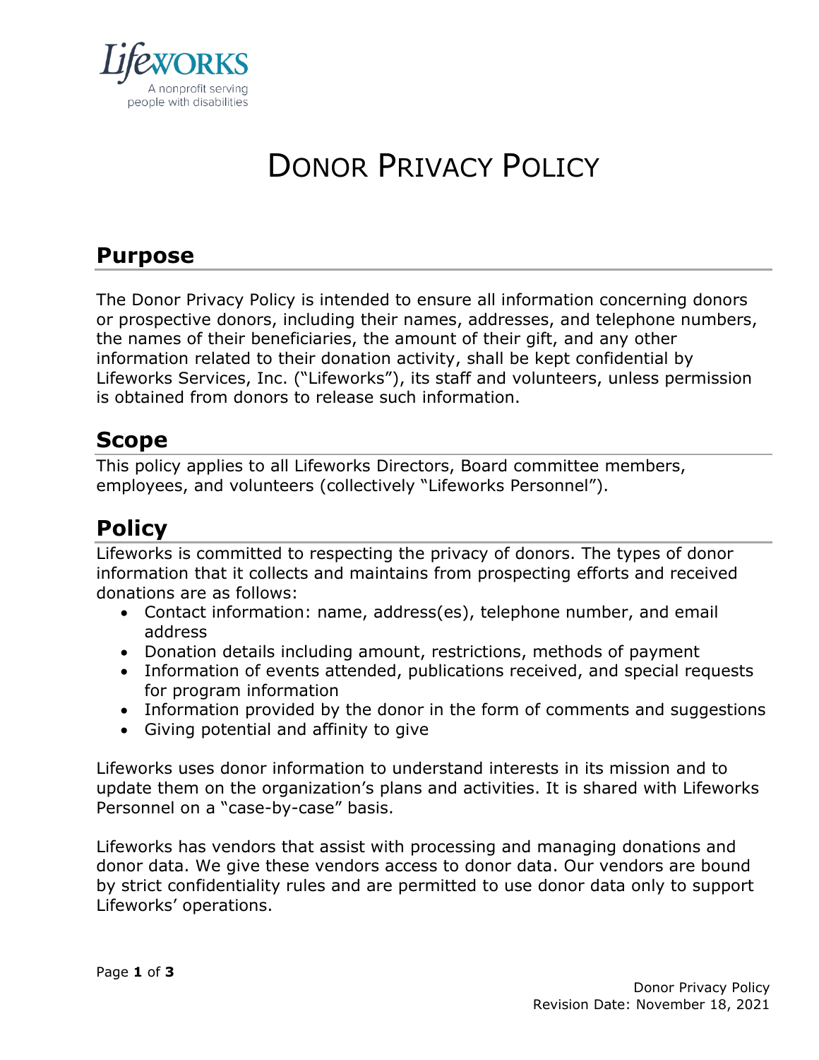# Donor Privacy Policy

## Purpose

The Donor Privacy Policy is intended to ensure all information concerning donors or prospective donors, including their names, addresses, and telephone numbers, the names of their beneficiaries, the amount of their gift, and any other information related to their donation activity, shall be kept confidential by Lifeworks Services, Inc. ("Lifeworks"), its staff and volunteers, unless permission is obtained from donors to release such information.

## Scope

This policy applies to all Lifeworks Directors, Board committee members, employees, and volunteers (collectively "Lifeworks Personnel").

## Policy

Lifeworks is committed to respecting the privacy of donors. The types of donor information that it collects and maintains from prospecting efforts and received donations are as follows:

- Contact information: name, address(es), telephone number, and email address
- Donation details including amount, restrictions, methods of payment
- Information of events attended, publications received, and special requests for program information
- Information provided by the donor in the form of comments and suggestions
- Giving potential and affinity to give

Lifeworks uses donor information to understand interests in its mission and to update them on the organization's plans and activities. It is shared with Lifeworks Personnel on a "case-by-case" basis.

Lifeworks has vendors that assist with processing and managing donations and donor data. We give these vendors access to donor data. Our vendors are bound by strict confidentiality rules and are permitted to use donor data only to support Lifeworks' operations.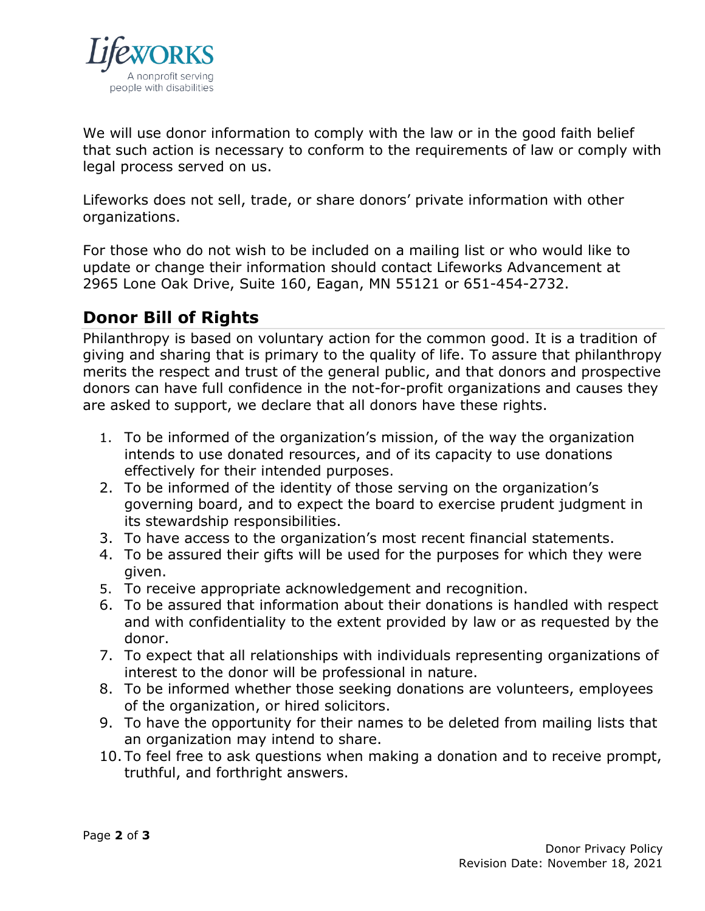We will use donor information to comply with the law or in the good faith belief that such action is necessary to conform to the requirements of law or comply with legal process served on us.

Lifeworks does not sell, trade, or share donors' private information with other organizations.

For those who do not wish to be included on a mailing list or who would like to update or change their information should contact Lifeworks Advancement at 2965 Lone Oak Drive, Suite 160, Eagan, MN 55121 or 651-454-2732.

## Donor Bill of Rights

Philanthropy is based on voluntary action for the common good. It is a tradition of giving and sharing that is primary to the quality of life. To assure that philanthropy merits the respect and trust of the general public, and that donors and prospective donors can have full confidence in the not-for-profit organizations and causes they are asked to support, we declare that all donors have these rights.

1. To be informed of the organization's mission, of the way the organization intends to use donated resources, and of its capacity to use donations effectively for their intended purposes.
2. To be informed of the identity of those serving on the organization's governing board, and to expect the board to exercise prudent judgment in its stewardship responsibilities.
3. To have access to the organization's most recent financial statements.
4. To be assured their gifts will be used for the purposes for which they were given.
5. To receive appropriate acknowledgement and recognition.
6. To be assured that information about their donations is handled with respect and with confidentiality to the extent provided by law or as requested by the donor.
7. To expect that all relationships with individuals representing organizations of interest to the donor will be professional in nature.
8. To be informed whether those seeking donations are volunteers, employees of the organization, or hired solicitors.
9. To have the opportunity for their names to be deleted from mailing lists that an organization may intend to share.
10. To feel free to ask questions when making a donation and to receive prompt, truthful, and forthright answers.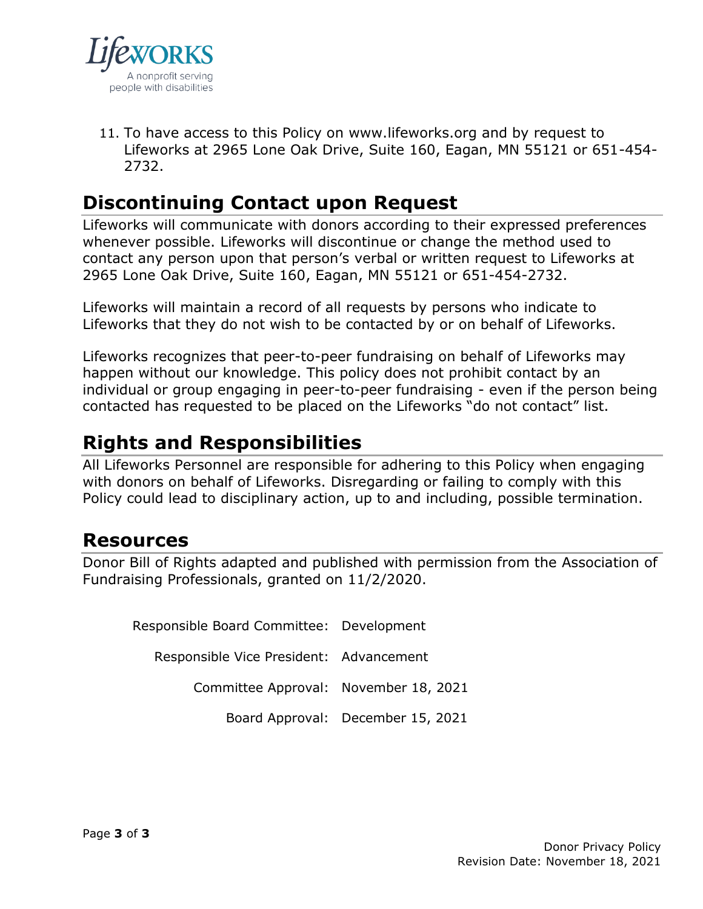11. To have access to this Policy on www.lifeworks.org and by request to Lifeworks at 2965 Lone Oak Drive, Suite 160, Eagan, MN 55121 or 651-454-2732.

## Discontinuing Contact upon Request

Lifeworks will communicate with donors according to their expressed preferences whenever possible. Lifeworks will discontinue or change the method used to contact any person upon that person's verbal or written request to Lifeworks at 2965 Lone Oak Drive, Suite 160, Eagan, MN 55121 or 651-454-2732.

Lifeworks will maintain a record of all requests by persons who indicate to Lifeworks that they do not wish to be contacted by or on behalf of Lifeworks.

Lifeworks recognizes that peer-to-peer fundraising on behalf of Lifeworks may happen without our knowledge. This policy does not prohibit contact by an individual or group engaging in peer-to-peer fundraising - even if the person being contacted has requested to be placed on the Lifeworks "do not contact" list.

## Rights and Responsibilities

All Lifeworks Personnel are responsible for adhering to this Policy when engaging with donors on behalf of Lifeworks. Disregarding or failing to comply with this Policy could lead to disciplinary action, up to and including, possible termination.

## Resources

Donor Bill of Rights adapted and published with permission from the Association of Fundraising Professionals, granted on 11/2/2020.

| | |
|---|---|
| Responsible Board Committee: | Development |
| Responsible Vice President: | Advancement |
| Committee Approval: | November 18, 2021 |
| Board Approval: | December 15, 2021 |

Donor Privacy Policy
Revision Date: November 18, 2021